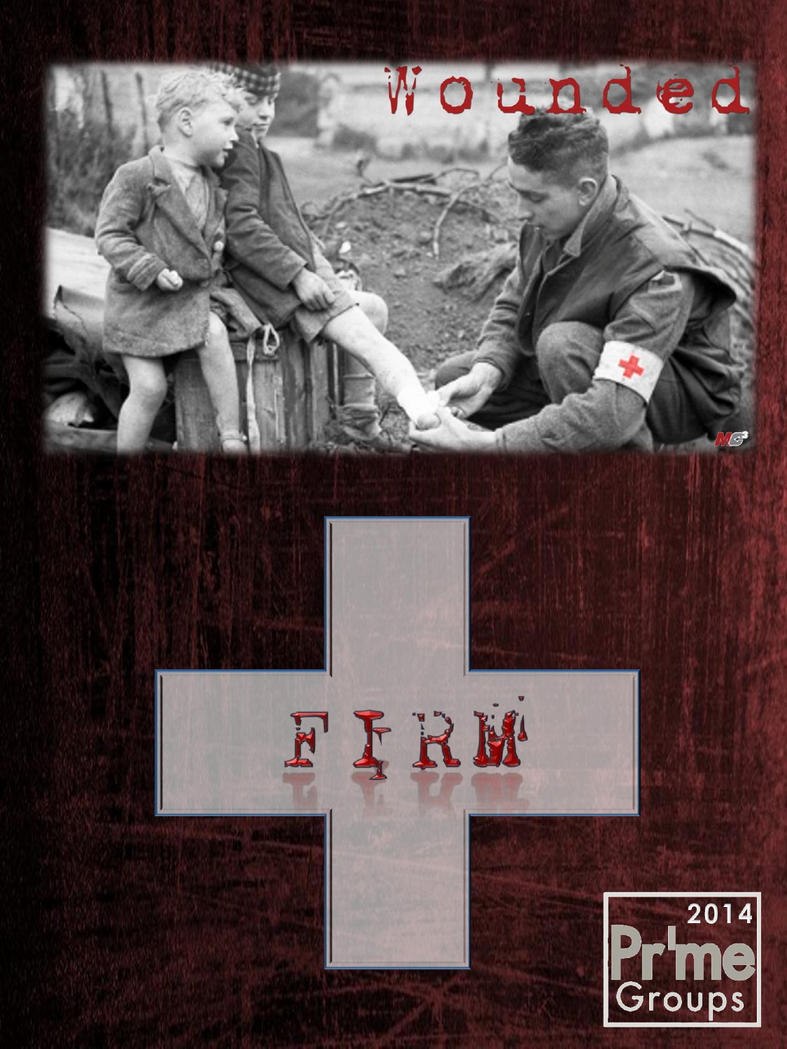# Wounded

# FIRM

2014 Prime Groups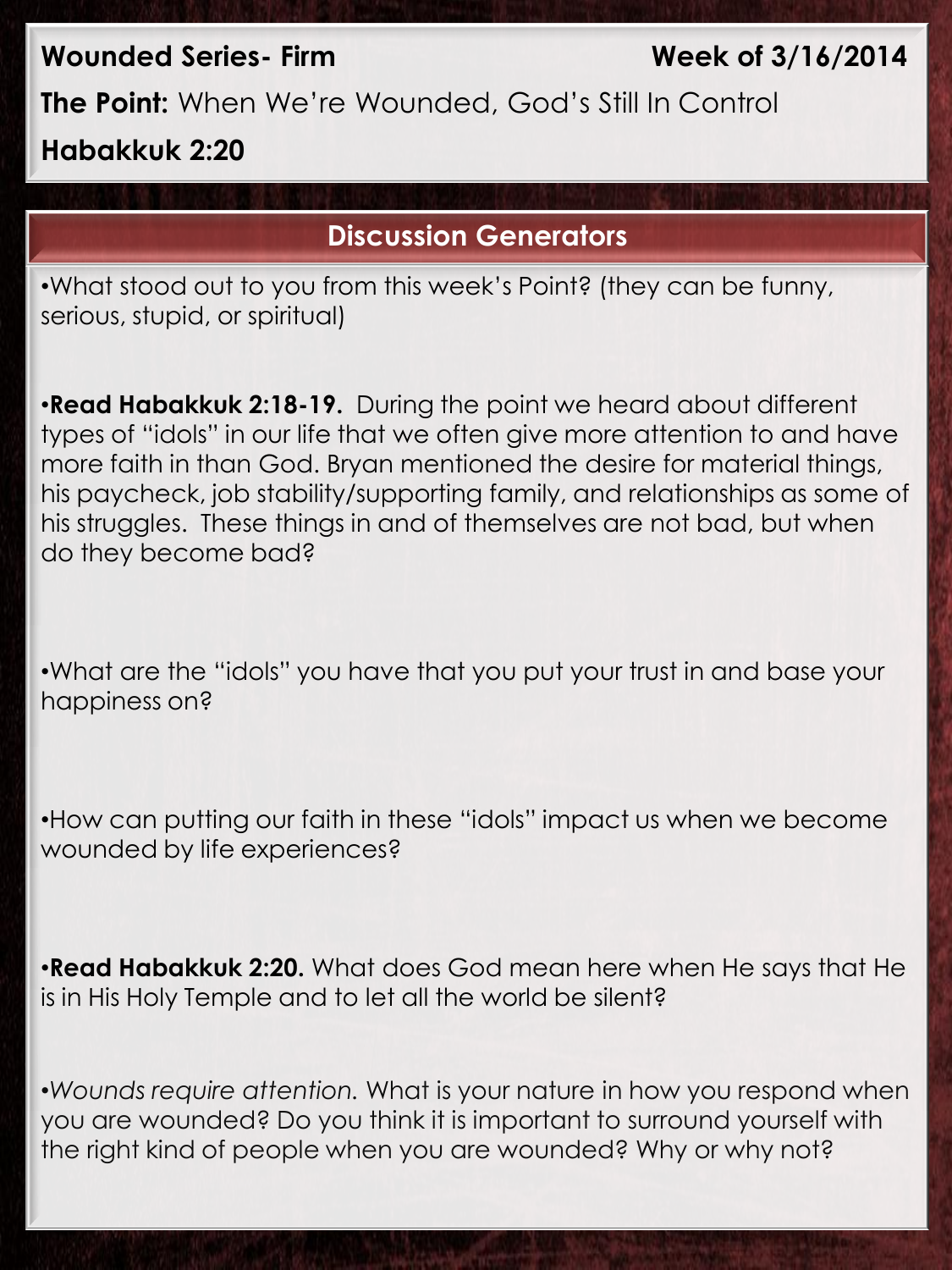**Wounded Series- Firm** **Week of 3/16/2014**

**The Point:** When We're Wounded, God's Still In Control

**Habakkuk 2:20**

## Discussion Generators

•What stood out to you from this week's Point? (they can be funny, serious, stupid, or spiritual)

•**Read Habakkuk 2:18-19.** During the point we heard about different types of "idols" in our life that we often give more attention to and have more faith in than God. Bryan mentioned the desire for material things, his paycheck, job stability/supporting family, and relationships as some of his struggles. These things in and of themselves are not bad, but when do they become bad?

•What are the "idols" you have that you put your trust in and base your happiness on?

•How can putting our faith in these "idols" impact us when we become wounded by life experiences?

•**Read Habakkuk 2:20.** What does God mean here when He says that He is in His Holy Temple and to let all the world be silent?

•*Wounds require attention.* What is your nature in how you respond when you are wounded? Do you think it is important to surround yourself with the right kind of people when you are wounded? Why or why not?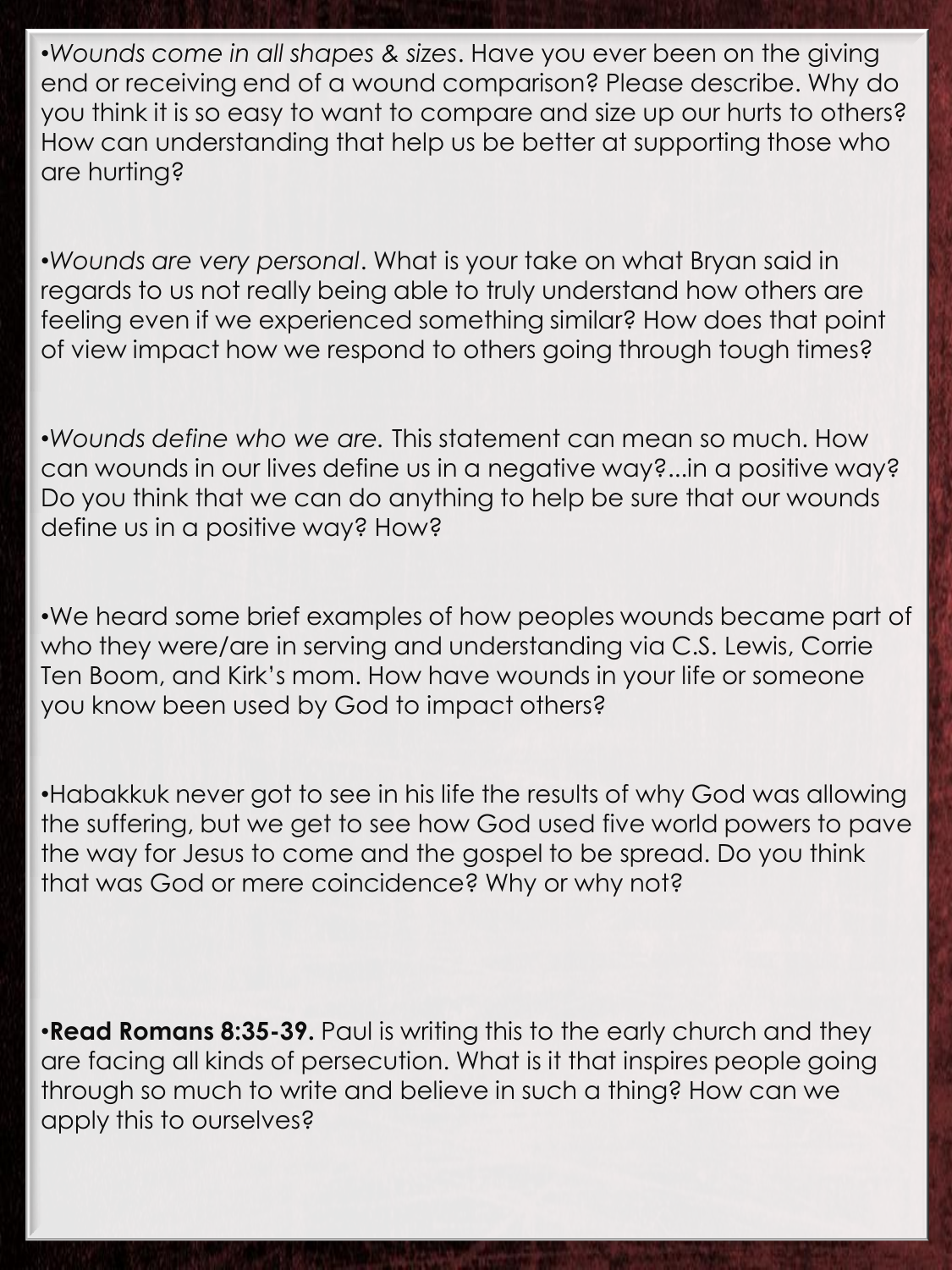•*Wounds come in all shapes & sizes*. Have you ever been on the giving end or receiving end of a wound comparison? Please describe. Why do you think it is so easy to want to compare and size up our hurts to others? How can understanding that help us be better at supporting those who are hurting?

•*Wounds are very personal*. What is your take on what Bryan said in regards to us not really being able to truly understand how others are feeling even if we experienced something similar? How does that point of view impact how we respond to others going through tough times?

•*Wounds define who we are.* This statement can mean so much. How can wounds in our lives define us in a negative way?...in a positive way? Do you think that we can do anything to help be sure that our wounds define us in a positive way? How?

•We heard some brief examples of how peoples wounds became part of who they were/are in serving and understanding via C.S. Lewis, Corrie Ten Boom, and Kirk's mom. How have wounds in your life or someone you know been used by God to impact others?

•Habakkuk never got to see in his life the results of why God was allowing the suffering, but we get to see how God used five world powers to pave the way for Jesus to come and the gospel to be spread. Do you think that was God or mere coincidence? Why or why not?

•**Read Romans 8:35-39.** Paul is writing this to the early church and they are facing all kinds of persecution. What is it that inspires people going through so much to write and believe in such a thing? How can we apply this to ourselves?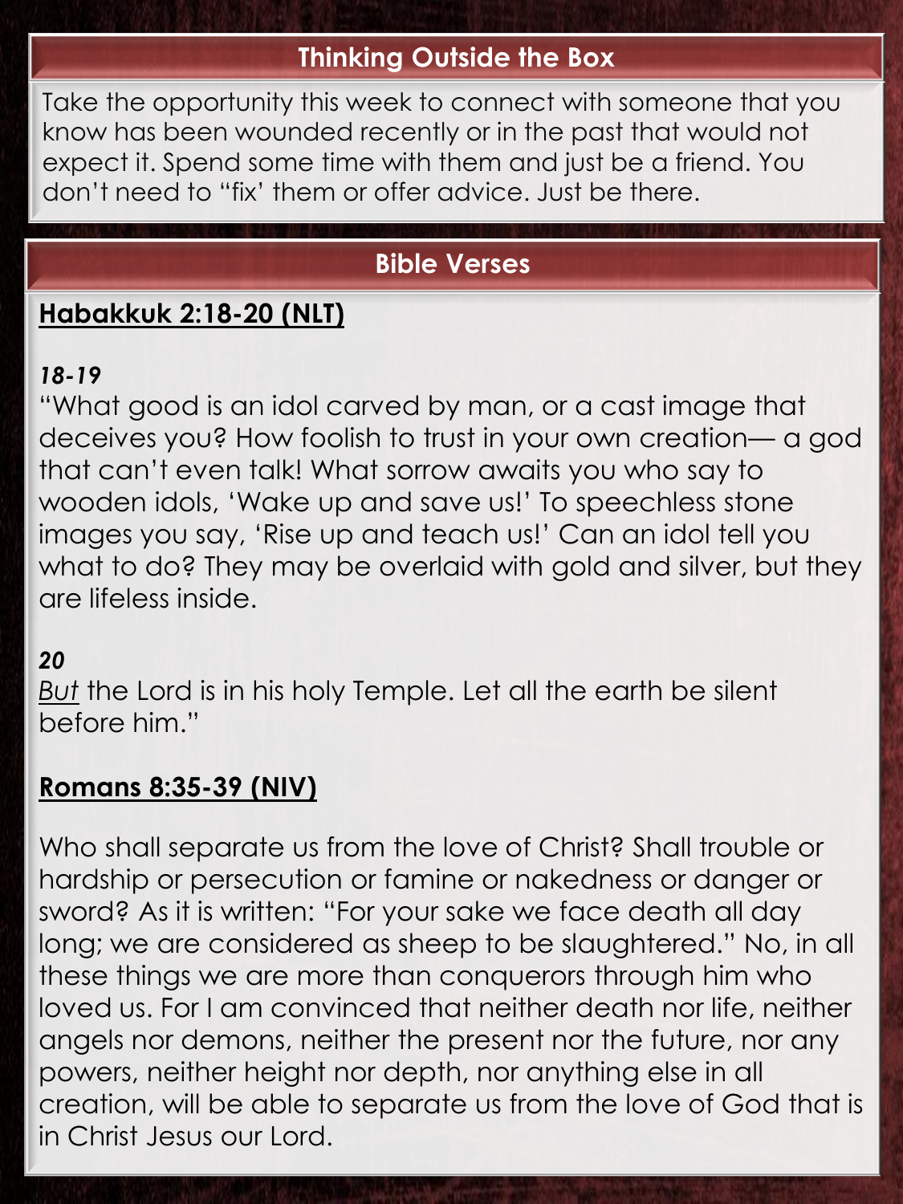## Thinking Outside the Box

Take the opportunity this week to connect with someone that you know has been wounded recently or in the past that would not expect it. Spend some time with them and just be a friend. You don't need to "fix' them or offer advice. Just be there.

## Bible Verses

**Habakkuk 2:18-20 (NLT)**

***18-19***

"What good is an idol carved by man, or a cast image that deceives you? How foolish to trust in your own creation— a god that can't even talk! What sorrow awaits you who say to wooden idols, 'Wake up and save us!' To speechless stone images you say, 'Rise up and teach us!' Can an idol tell you what to do? They may be overlaid with gold and silver, but they are lifeless inside.

***20***

*But* the Lord is in his holy Temple. Let all the earth be silent before him."

**Romans 8:35-39 (NIV)**

Who shall separate us from the love of Christ? Shall trouble or hardship or persecution or famine or nakedness or danger or sword? As it is written: "For your sake we face death all day long; we are considered as sheep to be slaughtered." No, in all these things we are more than conquerors through him who loved us. For I am convinced that neither death nor life, neither angels nor demons, neither the present nor the future, nor any powers, neither height nor depth, nor anything else in all creation, will be able to separate us from the love of God that is in Christ Jesus our Lord.